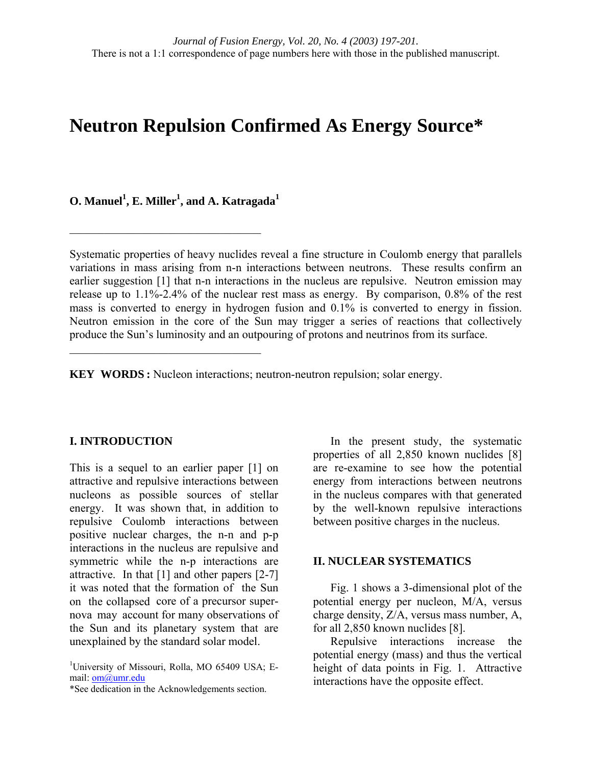# Neutron Repulsion Confirmed As Energy Source*

**O. Manuel[1], E. Miller[1], and A. Katragada[1]**

---

Systematic properties of heavy nuclides reveal a fine structure in Coulomb energy that parallels variations in mass arising from n-n interactions between neutrons. These results confirm an earlier suggestion [1] that n-n interactions in the nucleus are repulsive. Neutron emission may release up to 1.1%-2.4% of the nuclear rest mass as energy. By comparison, 0.8% of the rest mass is converted to energy in hydrogen fusion and 0.1% is converted to energy in fission. Neutron emission in the core of the Sun may trigger a series of reactions that collectively produce the Sun's luminosity and an outpouring of protons and neutrinos from its surface.

---

**KEY WORDS :** Nucleon interactions; neutron-neutron repulsion; solar energy.

## I. INTRODUCTION

This is a sequel to an earlier paper [1] on attractive and repulsive interactions between nucleons as possible sources of stellar energy. It was shown that, in addition to repulsive Coulomb interactions between positive nuclear charges, the n-n and p-p interactions in the nucleus are repulsive and symmetric while the n-p interactions are attractive. In that [1] and other papers [2-7] it was noted that the formation of the Sun on the collapsed core of a precursor supernova may account for many observations of the Sun and its planetary system that are unexplained by the standard solar model.

In the present study, the systematic properties of all 2,850 known nuclides [8] are re-examine to see how the potential energy from interactions between neutrons in the nucleus compares with that generated by the well-known repulsive interactions between positive charges in the nucleus.

## II. NUCLEAR SYSTEMATICS

Fig. 1 shows a 3-dimensional plot of the potential energy per nucleon, M/A, versus charge density, Z/A, versus mass number, A, for all 2,850 known nuclides [8].

Repulsive interactions increase the potential energy (mass) and thus the vertical height of data points in Fig. 1. Attractive interactions have the opposite effect.

[1]University of Missouri, Rolla, MO 65409 USA; E-mail: om@umr.edu

*See dedication in the Acknowledgements section.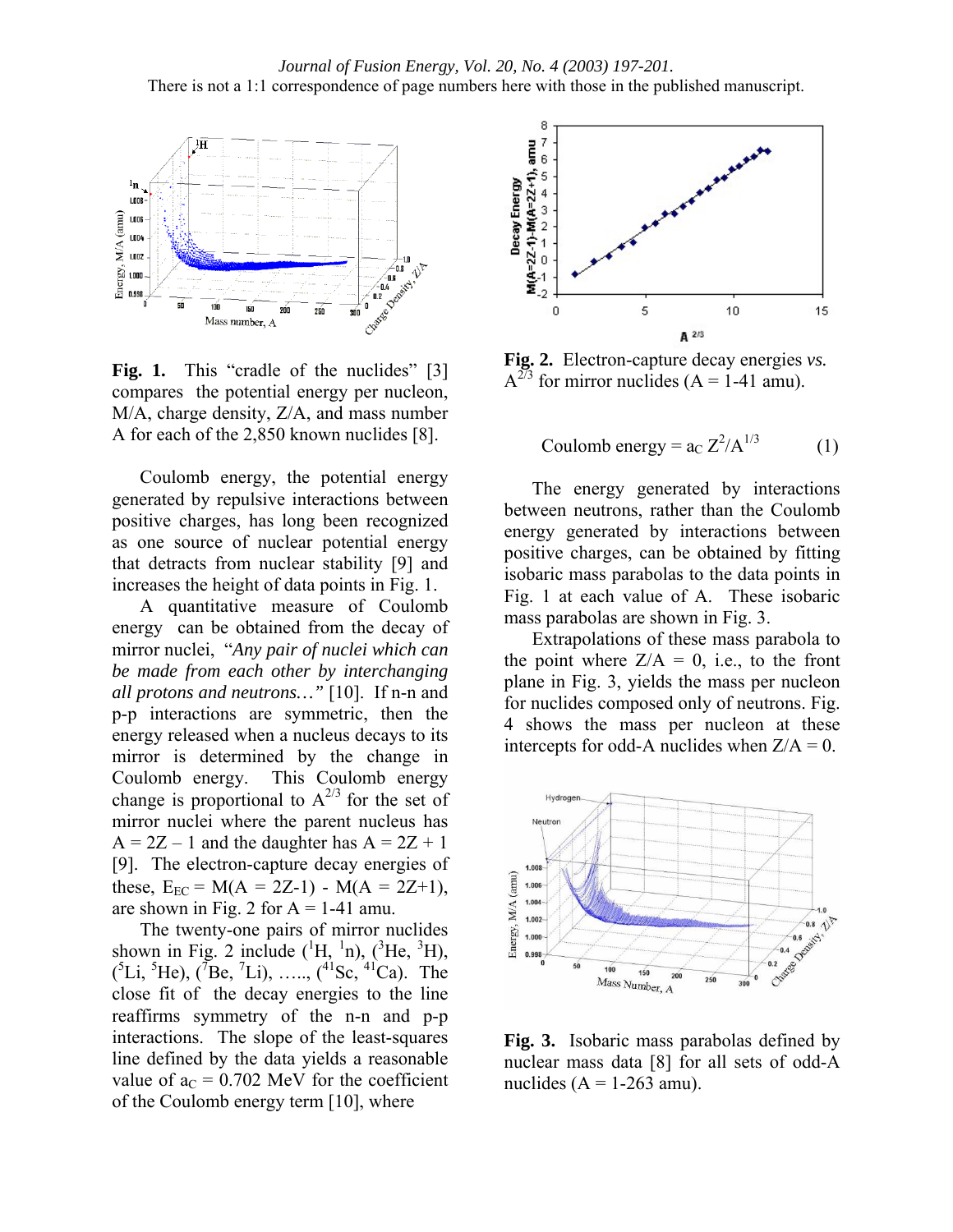**Fig. 1.** This "cradle of the nuclides" [3] compares the potential energy per nucleon, M/A, charge density, Z/A, and mass number A for each of the 2,850 known nuclides [8].

Coulomb energy, the potential energy generated by repulsive interactions between positive charges, has long been recognized as one source of nuclear potential energy that detracts from nuclear stability [9] and increases the height of data points in Fig. 1.

A quantitative measure of Coulomb energy can be obtained from the decay of mirror nuclei, "*Any pair of nuclei which can be made from each other by interchanging all protons and neutrons…*" [10]. If n-n and p-p interactions are symmetric, then the energy released when a nucleus decays to its mirror is determined by the change in Coulomb energy. This Coulomb energy change is proportional to $A^{2/3}$ for the set of mirror nuclei where the parent nucleus has $A = 2Z - 1$ and the daughter has $A = 2Z + 1$ [9]. The electron-capture decay energies of these, $E_{EC} = M(A = 2Z\text{-}1) - M(A = 2Z\text{+}1)$, are shown in Fig. 2 for A = 1-41 amu.

The twenty-one pairs of mirror nuclides shown in Fig. 2 include ($^{1}$H, $^{1}$n), ($^{3}$He, $^{3}$H), ($^{5}$Li, $^{5}$He), ($^{7}$Be, $^{7}$Li), ….., ($^{41}$Sc, $^{41}$Ca). The close fit of the decay energies to the line reaffirms symmetry of the n-n and p-p interactions. The slope of the least-squares line defined by the data yields a reasonable value of $a_C = 0.702$ MeV for the coefficient of the Coulomb energy term [10], where

**Fig. 2.** Electron-capture decay energies *vs.* $A^{2/3}$ for mirror nuclides (A = 1-41 amu).

$$\text{Coulomb energy} = a_C\, Z^2/A^{1/3} \qquad (1)$$

The energy generated by interactions between neutrons, rather than the Coulomb energy generated by interactions between positive charges, can be obtained by fitting isobaric mass parabolas to the data points in Fig. 1 at each value of A. These isobaric mass parabolas are shown in Fig. 3.

Extrapolations of these mass parabola to the point where Z/A = 0, i.e., to the front plane in Fig. 3, yields the mass per nucleon for nuclides composed only of neutrons. Fig. 4 shows the mass per nucleon at these intercepts for odd-A nuclides when Z/A = 0.

**Fig. 3.** Isobaric mass parabolas defined by nuclear mass data [8] for all sets of odd-A nuclides (A = 1-263 amu).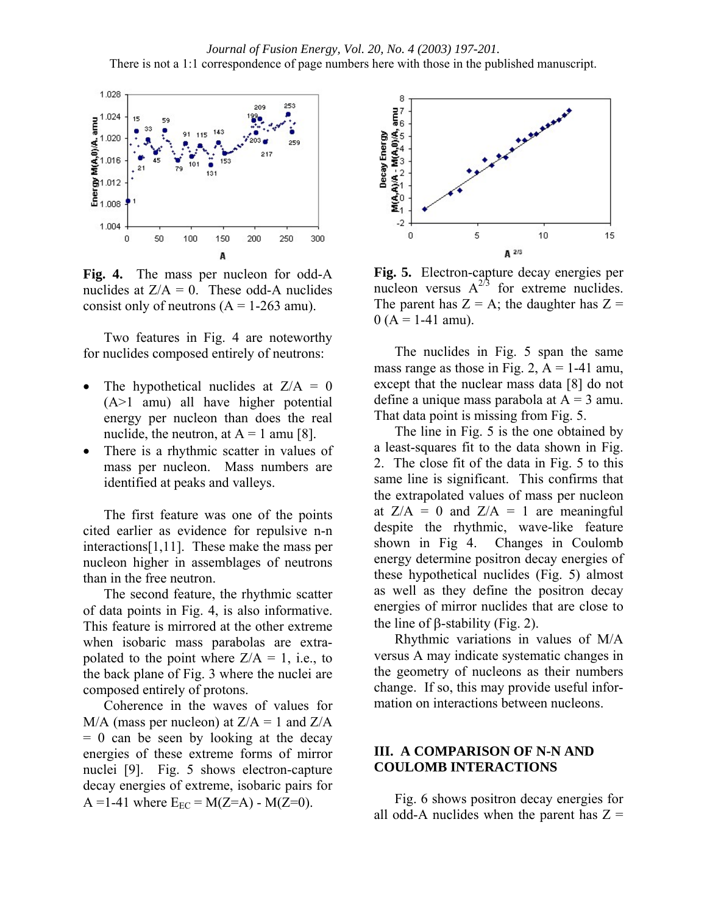**Fig. 4.** The mass per nucleon for odd-A nuclides at Z/A = 0. These odd-A nuclides consist only of neutrons (A = 1-263 amu).

Two features in Fig. 4 are noteworthy for nuclides composed entirely of neutrons:

- The hypothetical nuclides at Z/A = 0 (A>1 amu) all have higher potential energy per nucleon than does the real nuclide, the neutron, at A = 1 amu [8].
- There is a rhythmic scatter in values of mass per nucleon. Mass numbers are identified at peaks and valleys.

The first feature was one of the points cited earlier as evidence for repulsive n-n interactions[1,11]. These make the mass per nucleon higher in assemblages of neutrons than in the free neutron.

The second feature, the rhythmic scatter of data points in Fig. 4, is also informative. This feature is mirrored at the other extreme when isobaric mass parabolas are extrapolated to the point where Z/A = 1, i.e., to the back plane of Fig. 3 where the nuclei are composed entirely of protons.

Coherence in the waves of values for M/A (mass per nucleon) at Z/A = 1 and Z/A = 0 can be seen by looking at the decay energies of these extreme forms of mirror nuclei [9]. Fig. 5 shows electron-capture decay energies of extreme, isobaric pairs for A =1-41 where $E_{EC} = M(Z{=}A) - M(Z{=}0)$.

**Fig. 5.** Electron-capture decay energies per nucleon versus $A^{2/3}$ for extreme nuclides. The parent has Z = A; the daughter has Z = 0 (A = 1-41 amu).

The nuclides in Fig. 5 span the same mass range as those in Fig. 2, A = 1-41 amu, except that the nuclear mass data [8] do not define a unique mass parabola at A = 3 amu. That data point is missing from Fig. 5.

The line in Fig. 5 is the one obtained by a least-squares fit to the data shown in Fig. 2. The close fit of the data in Fig. 5 to this same line is significant. This confirms that the extrapolated values of mass per nucleon at Z/A = 0 and Z/A = 1 are meaningful despite the rhythmic, wave-like feature shown in Fig 4. Changes in Coulomb energy determine positron decay energies of these hypothetical nuclides (Fig. 5) almost as well as they define the positron decay energies of mirror nuclides that are close to the line of β-stability (Fig. 2).

Rhythmic variations in values of M/A versus A may indicate systematic changes in the geometry of nucleons as their numbers change. If so, this may provide useful information on interactions between nucleons.

## III. A COMPARISON OF N-N AND COULOMB INTERACTIONS

Fig. 6 shows positron decay energies for all odd-A nuclides when the parent has Z =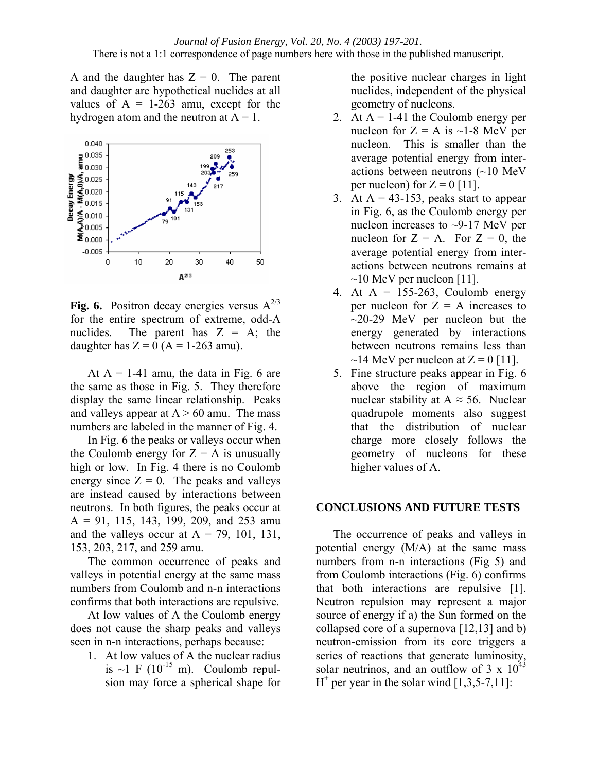A and the daughter has Z = 0. The parent and daughter are hypothetical nuclides at all values of A = 1-263 amu, except for the hydrogen atom and the neutron at A = 1.

**Fig. 6.** Positron decay energies versus $A^{2/3}$ for the entire spectrum of extreme, odd-A nuclides. The parent has Z = A; the daughter has Z = 0 (A = 1-263 amu).

At A = 1-41 amu, the data in Fig. 6 are the same as those in Fig. 5. They therefore display the same linear relationship. Peaks and valleys appear at A > 60 amu. The mass numbers are labeled in the manner of Fig. 4.

In Fig. 6 the peaks or valleys occur when the Coulomb energy for Z = A is unusually high or low. In Fig. 4 there is no Coulomb energy since Z = 0. The peaks and valleys are instead caused by interactions between neutrons. In both figures, the peaks occur at A = 91, 115, 143, 199, 209, and 253 amu and the valleys occur at A = 79, 101, 131, 153, 203, 217, and 259 amu.

The common occurrence of peaks and valleys in potential energy at the same mass numbers from Coulomb and n-n interactions confirms that both interactions are repulsive.

At low values of A the Coulomb energy does not cause the sharp peaks and valleys seen in n-n interactions, perhaps because:

1. At low values of A the nuclear radius is ~1 F ($10^{-15}$ m). Coulomb repulsion may force a spherical shape for the positive nuclear charges in light nuclides, independent of the physical geometry of nucleons.
2. At A = 1-41 the Coulomb energy per nucleon for Z = A is ~1-8 MeV per nucleon. This is smaller than the average potential energy from interactions between neutrons (~10 MeV per nucleon) for Z = 0 [11].
3. At A = 43-153, peaks start to appear in Fig. 6, as the Coulomb energy per nucleon increases to ~9-17 MeV per nucleon for Z = A. For Z = 0, the average potential energy from interactions between neutrons remains at ~10 MeV per nucleon [11].
4. At A = 155-263, Coulomb energy per nucleon for Z = A increases to ~20-29 MeV per nucleon but the energy generated by interactions between neutrons remains less than ~14 MeV per nucleon at Z = 0 [11].
5. Fine structure peaks appear in Fig. 6 above the region of maximum nuclear stability at A ≈ 56. Nuclear quadrupole moments also suggest that the distribution of nuclear charge more closely follows the geometry of nucleons for these higher values of A.

## CONCLUSIONS AND FUTURE TESTS

The occurrence of peaks and valleys in potential energy (M/A) at the same mass numbers from n-n interactions (Fig 5) and from Coulomb interactions (Fig. 6) confirms that both interactions are repulsive [1]. Neutron repulsion may represent a major source of energy if a) the Sun formed on the collapsed core of a supernova [12,13] and b) neutron-emission from its core triggers a series of reactions that generate luminosity, solar neutrinos, and an outflow of 3 x $10^{43}$ $H^+$ per year in the solar wind [1,3,5-7,11]: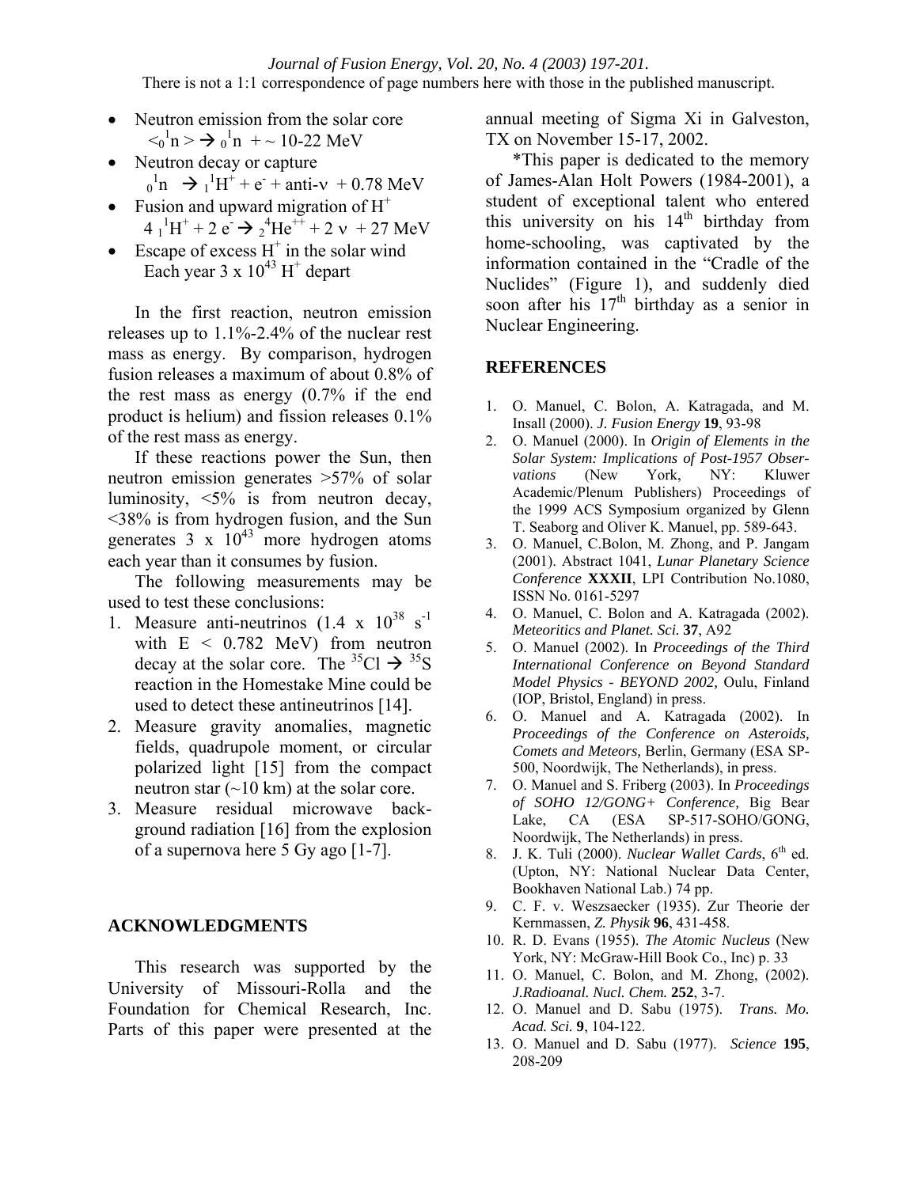- Neutron emission from the solar core
  $<{}_0^1n> \rightarrow {}_0^1n$ + ~ 10-22 MeV
- Neutron decay or capture
  ${}_0^1n \rightarrow {}_1^1H^+ + e^- + \text{anti-}\nu$ + 0.78 MeV
- Fusion and upward migration of $H^+$
  $4\ {}_1^1H^+ + 2\ e^- \rightarrow {}_2^4He^{++} + 2\ \nu$ + 27 MeV
- Escape of excess $H^+$ in the solar wind
  Each year $3 \times 10^{43}$ $H^+$ depart

In the first reaction, neutron emission releases up to 1.1%-2.4% of the nuclear rest mass as energy. By comparison, hydrogen fusion releases a maximum of about 0.8% of the rest mass as energy (0.7% if the end product is helium) and fission releases 0.1% of the rest mass as energy.

If these reactions power the Sun, then neutron emission generates >57% of solar luminosity, <5% is from neutron decay, <38% is from hydrogen fusion, and the Sun generates $3 \times 10^{43}$ more hydrogen atoms each year than it consumes by fusion.

The following measurements may be used to test these conclusions:

1. Measure anti-neutrinos ($1.4 \times 10^{38}$ $s^{-1}$ with E < 0.782 MeV) from neutron decay at the solar core. The $^{35}Cl \rightarrow {}^{35}S$ reaction in the Homestake Mine could be used to detect these antineutrinos [14].
2. Measure gravity anomalies, magnetic fields, quadrupole moment, or circular polarized light [15] from the compact neutron star (~10 km) at the solar core.
3. Measure residual microwave background radiation [16] from the explosion of a supernova here 5 Gy ago [1-7].

## ACKNOWLEDGMENTS

This research was supported by the University of Missouri-Rolla and the Foundation for Chemical Research, Inc. Parts of this paper were presented at the annual meeting of Sigma Xi in Galveston, TX on November 15-17, 2002.

*This paper is dedicated to the memory of James-Alan Holt Powers (1984-2001), a student of exceptional talent who entered this university on his 14th birthday from home-schooling, was captivated by the information contained in the "Cradle of the Nuclides" (Figure 1), and suddenly died soon after his 17th birthday as a senior in Nuclear Engineering.

## REFERENCES

1. O. Manuel, C. Bolon, A. Katragada, and M. Insall (2000). *J. Fusion Energy* **19**, 93-98
2. O. Manuel (2000). In *Origin of Elements in the Solar System: Implications of Post-1957 Observations* (New York, NY: Kluwer Academic/Plenum Publishers) Proceedings of the 1999 ACS Symposium organized by Glenn T. Seaborg and Oliver K. Manuel, pp. 589-643.
3. O. Manuel, C.Bolon, M. Zhong, and P. Jangam (2001). Abstract 1041, *Lunar Planetary Science Conference* **XXXII**, LPI Contribution No.1080, ISSN No. 0161-5297
4. O. Manuel, C. Bolon and A. Katragada (2002). *Meteoritics and Planet. Sci.* **37**, A92
5. O. Manuel (2002). In *Proceedings of the Third International Conference on Beyond Standard Model Physics - BEYOND 2002,* Oulu, Finland (IOP, Bristol, England) in press.
6. O. Manuel and A. Katragada (2002). In *Proceedings of the Conference on Asteroids, Comets and Meteors,* Berlin, Germany (ESA SP-500, Noordwijk, The Netherlands), in press.
7. O. Manuel and S. Friberg (2003). In *Proceedings of SOHO 12/GONG+ Conference,* Big Bear Lake, CA (ESA SP-517-SOHO/GONG, Noordwijk, The Netherlands) in press.
8. J. K. Tuli (2000). *Nuclear Wallet Cards*, 6th ed. (Upton, NY: National Nuclear Data Center, Bookhaven National Lab.) 74 pp.
9. C. F. v. Weszsaecker (1935). Zur Theorie der Kernmassen, *Z. Physik* **96**, 431-458.
10. R. D. Evans (1955). *The Atomic Nucleus* (New York, NY: McGraw-Hill Book Co., Inc) p. 33
11. O. Manuel, C. Bolon, and M. Zhong, (2002). *J.Radioanal. Nucl. Chem.* **252**, 3-7.
12. O. Manuel and D. Sabu (1975). *Trans. Mo. Acad. Sci.* **9**, 104-122.
13. O. Manuel and D. Sabu (1977). *Science* **195**, 208-209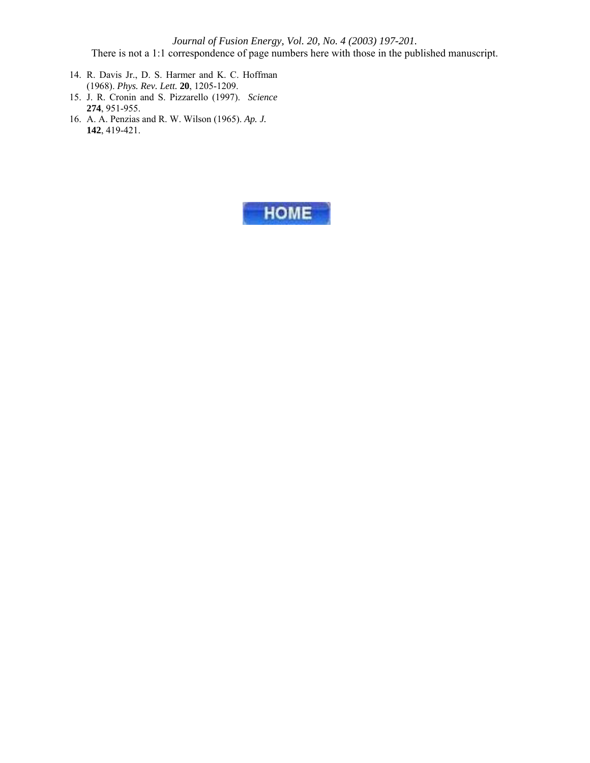14. R. Davis Jr., D. S. Harmer and K. C. Hoffman (1968). *Phys. Rev. Lett.* **20**, 1205-1209.
15. J. R. Cronin and S. Pizzarello (1997). *Science* **274**, 951-955.
16. A. A. Penzias and R. W. Wilson (1965). *Ap. J.* **142**, 419-421.

HOME